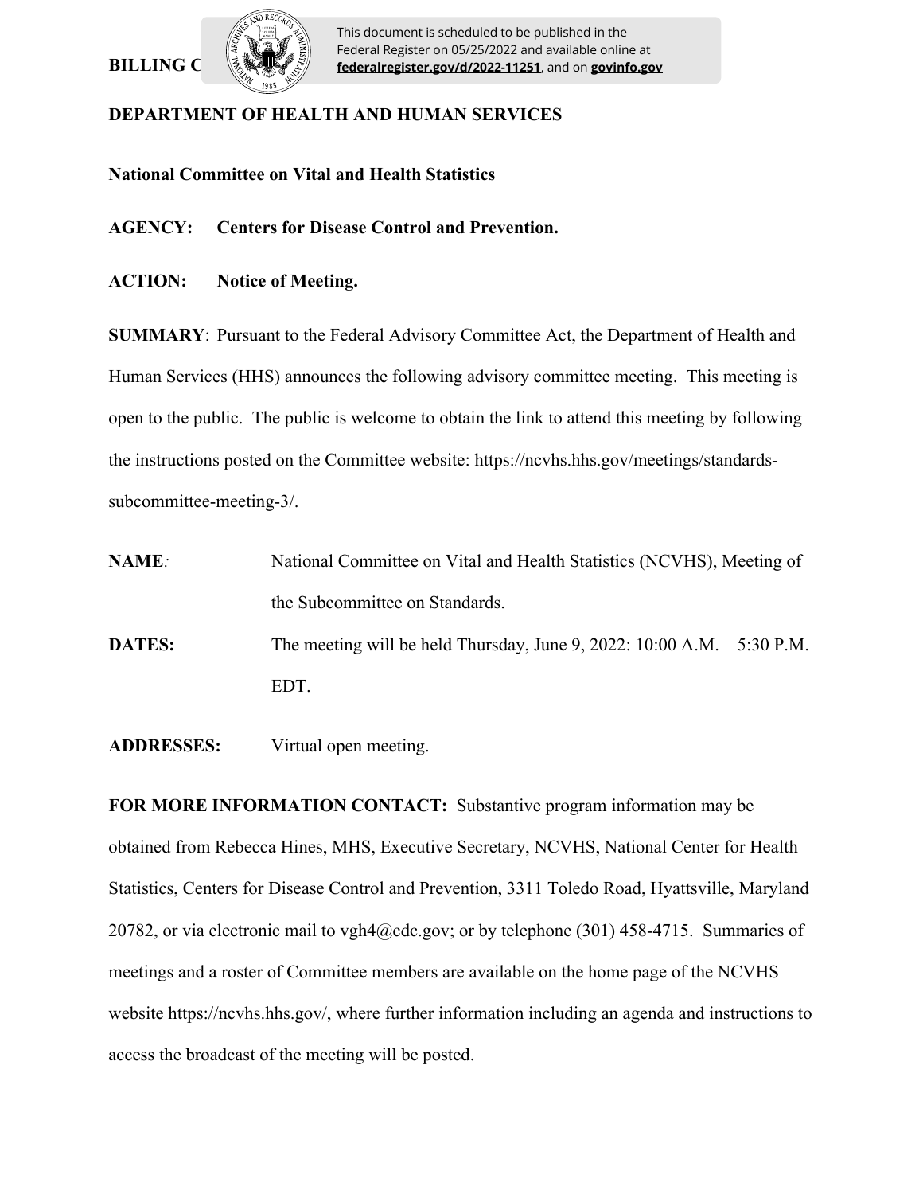BILLING C

This document is scheduled to be published in the Federal Register on 05/25/2022 and available online at **federalregister.gov/d/2022-11251**, and on **govinfo.gov**

**DEPARTMENT OF HEALTH AND HUMAN SERVICES**

**National Committee on Vital and Health Statistics**

**AGENCY: Centers for Disease Control and Prevention.**

**ACTION: Notice of Meeting.**

**SUMMARY**: Pursuant to the Federal Advisory Committee Act, the Department of Health and Human Services (HHS) announces the following advisory committee meeting. This meeting is open to the public. The public is welcome to obtain the link to attend this meeting by following the instructions posted on the Committee website: https://ncvhs.hhs.gov/meetings/standards-subcommittee-meeting-3/.

**NAME**: National Committee on Vital and Health Statistics (NCVHS), Meeting of the Subcommittee on Standards.

**DATES:** The meeting will be held Thursday, June 9, 2022: 10:00 A.M. – 5:30 P.M. EDT.

**ADDRESSES:** Virtual open meeting.

**FOR MORE INFORMATION CONTACT:** Substantive program information may be obtained from Rebecca Hines, MHS, Executive Secretary, NCVHS, National Center for Health Statistics, Centers for Disease Control and Prevention, 3311 Toledo Road, Hyattsville, Maryland 20782, or via electronic mail to vgh4@cdc.gov; or by telephone (301) 458-4715. Summaries of meetings and a roster of Committee members are available on the home page of the NCVHS website https://ncvhs.hhs.gov/, where further information including an agenda and instructions to access the broadcast of the meeting will be posted.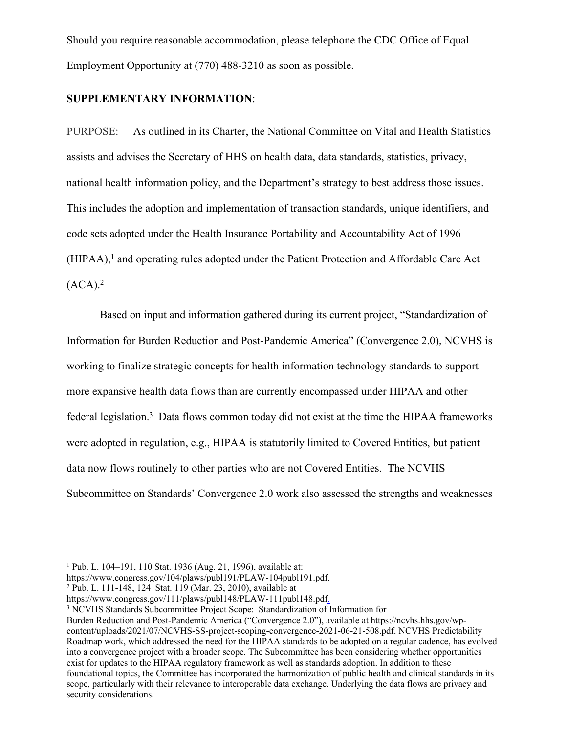Should you require reasonable accommodation, please telephone the CDC Office of Equal Employment Opportunity at (770) 488-3210 as soon as possible.

**SUPPLEMENTARY INFORMATION**:

PURPOSE: As outlined in its Charter, the National Committee on Vital and Health Statistics assists and advises the Secretary of HHS on health data, data standards, statistics, privacy, national health information policy, and the Department's strategy to best address those issues. This includes the adoption and implementation of transaction standards, unique identifiers, and code sets adopted under the Health Insurance Portability and Accountability Act of 1996 (HIPAA),[1] and operating rules adopted under the Patient Protection and Affordable Care Act (ACA).[2]

Based on input and information gathered during its current project, "Standardization of Information for Burden Reduction and Post-Pandemic America" (Convergence 2.0), NCVHS is working to finalize strategic concepts for health information technology standards to support more expansive health data flows than are currently encompassed under HIPAA and other federal legislation.[3] Data flows common today did not exist at the time the HIPAA frameworks were adopted in regulation, e.g., HIPAA is statutorily limited to Covered Entities, but patient data now flows routinely to other parties who are not Covered Entities. The NCVHS Subcommittee on Standards' Convergence 2.0 work also assessed the strengths and weaknesses

---

[1] Pub. L. 104–191, 110 Stat. 1936 (Aug. 21, 1996), available at: https://www.congress.gov/104/plaws/publ191/PLAW-104publ191.pdf.

[2] Pub. L. 111-148, 124 Stat. 119 (Mar. 23, 2010), available at https://www.congress.gov/111/plaws/publ148/PLAW-111publ148.pdf.

[3] NCVHS Standards Subcommittee Project Scope: Standardization of Information for Burden Reduction and Post-Pandemic America ("Convergence 2.0"), available at https://ncvhs.hhs.gov/wp-content/uploads/2021/07/NCVHS-SS-project-scoping-convergence-2021-06-21-508.pdf. NCVHS Predictability Roadmap work, which addressed the need for the HIPAA standards to be adopted on a regular cadence, has evolved into a convergence project with a broader scope. The Subcommittee has been considering whether opportunities exist for updates to the HIPAA regulatory framework as well as standards adoption. In addition to these foundational topics, the Committee has incorporated the harmonization of public health and clinical standards in its scope, particularly with their relevance to interoperable data exchange. Underlying the data flows are privacy and security considerations.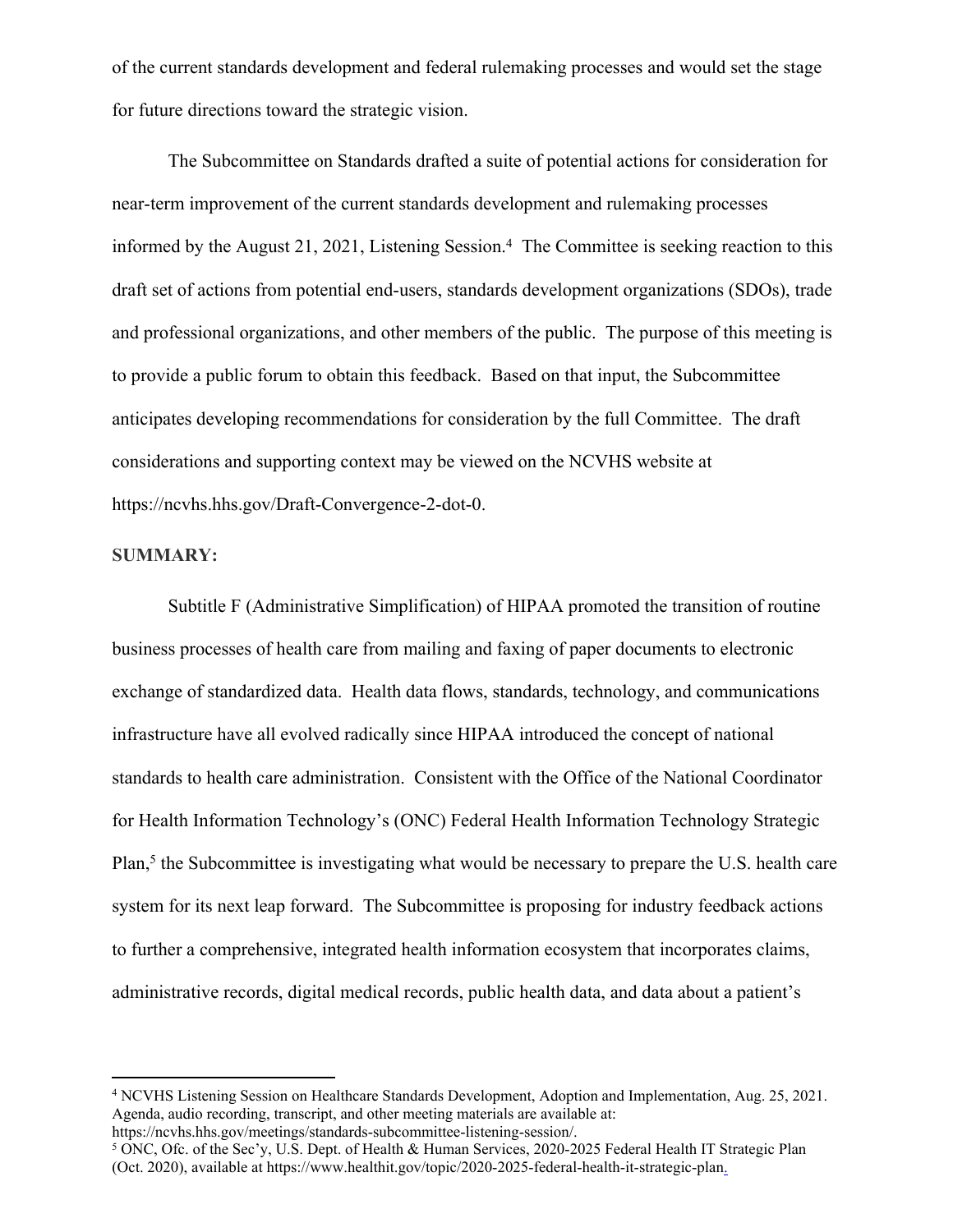of the current standards development and federal rulemaking processes and would set the stage for future directions toward the strategic vision.

The Subcommittee on Standards drafted a suite of potential actions for consideration for near-term improvement of the current standards development and rulemaking processes informed by the August 21, 2021, Listening Session.[4] The Committee is seeking reaction to this draft set of actions from potential end-users, standards development organizations (SDOs), trade and professional organizations, and other members of the public. The purpose of this meeting is to provide a public forum to obtain this feedback. Based on that input, the Subcommittee anticipates developing recommendations for consideration by the full Committee. The draft considerations and supporting context may be viewed on the NCVHS website at https://ncvhs.hhs.gov/Draft-Convergence-2-dot-0.

**SUMMARY:**

Subtitle F (Administrative Simplification) of HIPAA promoted the transition of routine business processes of health care from mailing and faxing of paper documents to electronic exchange of standardized data. Health data flows, standards, technology, and communications infrastructure have all evolved radically since HIPAA introduced the concept of national standards to health care administration. Consistent with the Office of the National Coordinator for Health Information Technology's (ONC) Federal Health Information Technology Strategic Plan,[5] the Subcommittee is investigating what would be necessary to prepare the U.S. health care system for its next leap forward. The Subcommittee is proposing for industry feedback actions to further a comprehensive, integrated health information ecosystem that incorporates claims, administrative records, digital medical records, public health data, and data about a patient's

---

[4] NCVHS Listening Session on Healthcare Standards Development, Adoption and Implementation, Aug. 25, 2021. Agenda, audio recording, transcript, and other meeting materials are available at: https://ncvhs.hhs.gov/meetings/standards-subcommittee-listening-session/.

[5] ONC, Ofc. of the Sec'y, U.S. Dept. of Health & Human Services, 2020-2025 Federal Health IT Strategic Plan (Oct. 2020), available at https://www.healthit.gov/topic/2020-2025-federal-health-it-strategic-plan.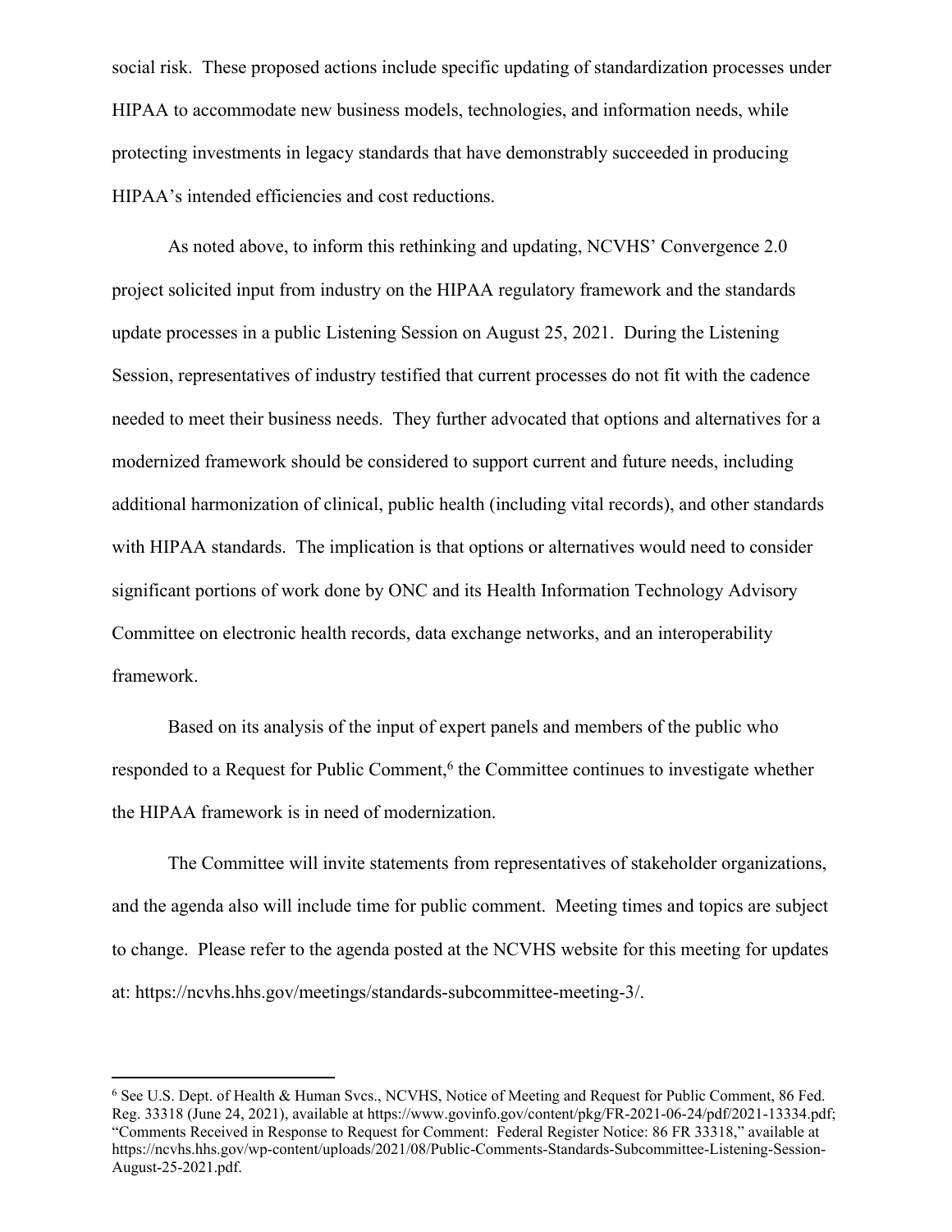social risk. These proposed actions include specific updating of standardization processes under HIPAA to accommodate new business models, technologies, and information needs, while protecting investments in legacy standards that have demonstrably succeeded in producing HIPAA's intended efficiencies and cost reductions.

As noted above, to inform this rethinking and updating, NCVHS' Convergence 2.0 project solicited input from industry on the HIPAA regulatory framework and the standards update processes in a public Listening Session on August 25, 2021. During the Listening Session, representatives of industry testified that current processes do not fit with the cadence needed to meet their business needs. They further advocated that options and alternatives for a modernized framework should be considered to support current and future needs, including additional harmonization of clinical, public health (including vital records), and other standards with HIPAA standards. The implication is that options or alternatives would need to consider significant portions of work done by ONC and its Health Information Technology Advisory Committee on electronic health records, data exchange networks, and an interoperability framework.

Based on its analysis of the input of expert panels and members of the public who responded to a Request for Public Comment,[6] the Committee continues to investigate whether the HIPAA framework is in need of modernization.

The Committee will invite statements from representatives of stakeholder organizations, and the agenda also will include time for public comment. Meeting times and topics are subject to change. Please refer to the agenda posted at the NCVHS website for this meeting for updates at: https://ncvhs.hhs.gov/meetings/standards-subcommittee-meeting-3/.

---

[6] See U.S. Dept. of Health & Human Svcs., NCVHS, Notice of Meeting and Request for Public Comment, 86 Fed. Reg. 33318 (June 24, 2021), available at https://www.govinfo.gov/content/pkg/FR-2021-06-24/pdf/2021-13334.pdf; "Comments Received in Response to Request for Comment: Federal Register Notice: 86 FR 33318," available at https://ncvhs.hhs.gov/wp-content/uploads/2021/08/Public-Comments-Standards-Subcommittee-Listening-Session-August-25-2021.pdf.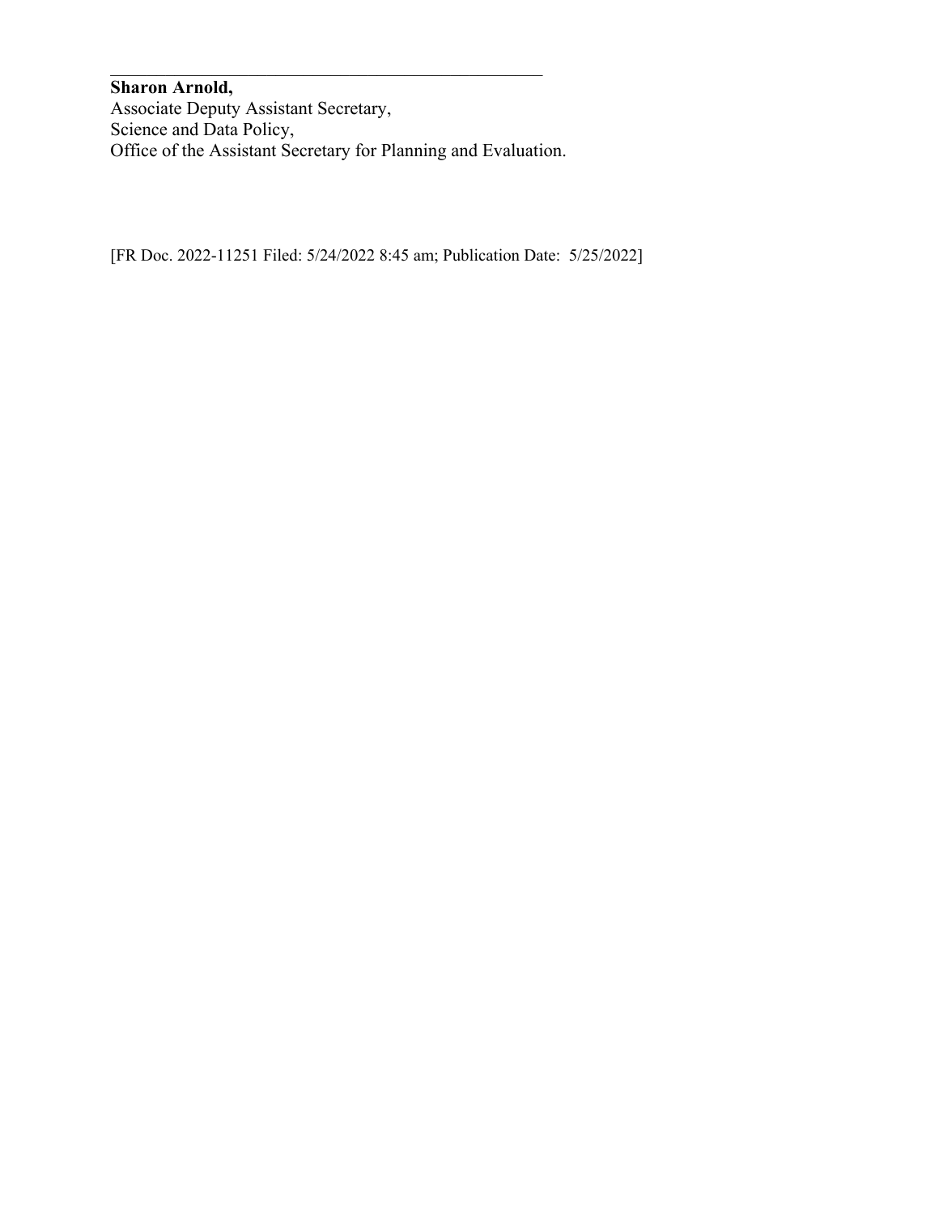\_\_\_\_\_\_\_\_\_\_\_\_\_\_\_\_\_\_\_\_\_\_\_\_\_\_\_\_\_\_\_\_\_\_\_\_\_\_\_\_\_\_\_\_\_\_\_

**Sharon Arnold,**
Associate Deputy Assistant Secretary,
Science and Data Policy,
Office of the Assistant Secretary for Planning and Evaluation.

[FR Doc. 2022-11251 Filed: 5/24/2022 8:45 am; Publication Date: 5/25/2022]